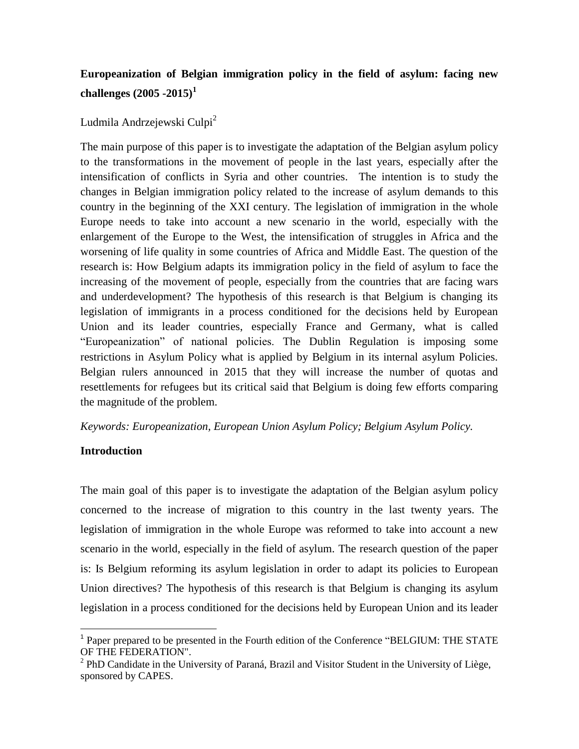# Europeanization of Belgian immigration policy in the field of asylum: facing new challenges (2005 -2015)[1]

Ludmila Andrzejewski Culpi[2]

The main purpose of this paper is to investigate the adaptation of the Belgian asylum policy to the transformations in the movement of people in the last years, especially after the intensification of conflicts in Syria and other countries. The intention is to study the changes in Belgian immigration policy related to the increase of asylum demands to this country in the beginning of the XXI century. The legislation of immigration in the whole Europe needs to take into account a new scenario in the world, especially with the enlargement of the Europe to the West, the intensification of struggles in Africa and the worsening of life quality in some countries of Africa and Middle East. The question of the research is: How Belgium adapts its immigration policy in the field of asylum to face the increasing of the movement of people, especially from the countries that are facing wars and underdevelopment? The hypothesis of this research is that Belgium is changing its legislation of immigrants in a process conditioned for the decisions held by European Union and its leader countries, especially France and Germany, what is called "Europeanization" of national policies. The Dublin Regulation is imposing some restrictions in Asylum Policy what is applied by Belgium in its internal asylum Policies. Belgian rulers announced in 2015 that they will increase the number of quotas and resettlements for refugees but its critical said that Belgium is doing few efforts comparing the magnitude of the problem.

*Keywords: Europeanization, European Union Asylum Policy; Belgium Asylum Policy.*

## Introduction

The main goal of this paper is to investigate the adaptation of the Belgian asylum policy concerned to the increase of migration to this country in the last twenty years. The legislation of immigration in the whole Europe was reformed to take into account a new scenario in the world, especially in the field of asylum. The research question of the paper is: Is Belgium reforming its asylum legislation in order to adapt its policies to European Union directives? The hypothesis of this research is that Belgium is changing its asylum legislation in a process conditioned for the decisions held by European Union and its leader

[1] Paper prepared to be presented in the Fourth edition of the Conference "BELGIUM: THE STATE OF THE FEDERATION".

[2] PhD Candidate in the University of Paraná, Brazil and Visitor Student in the University of Liège, sponsored by CAPES.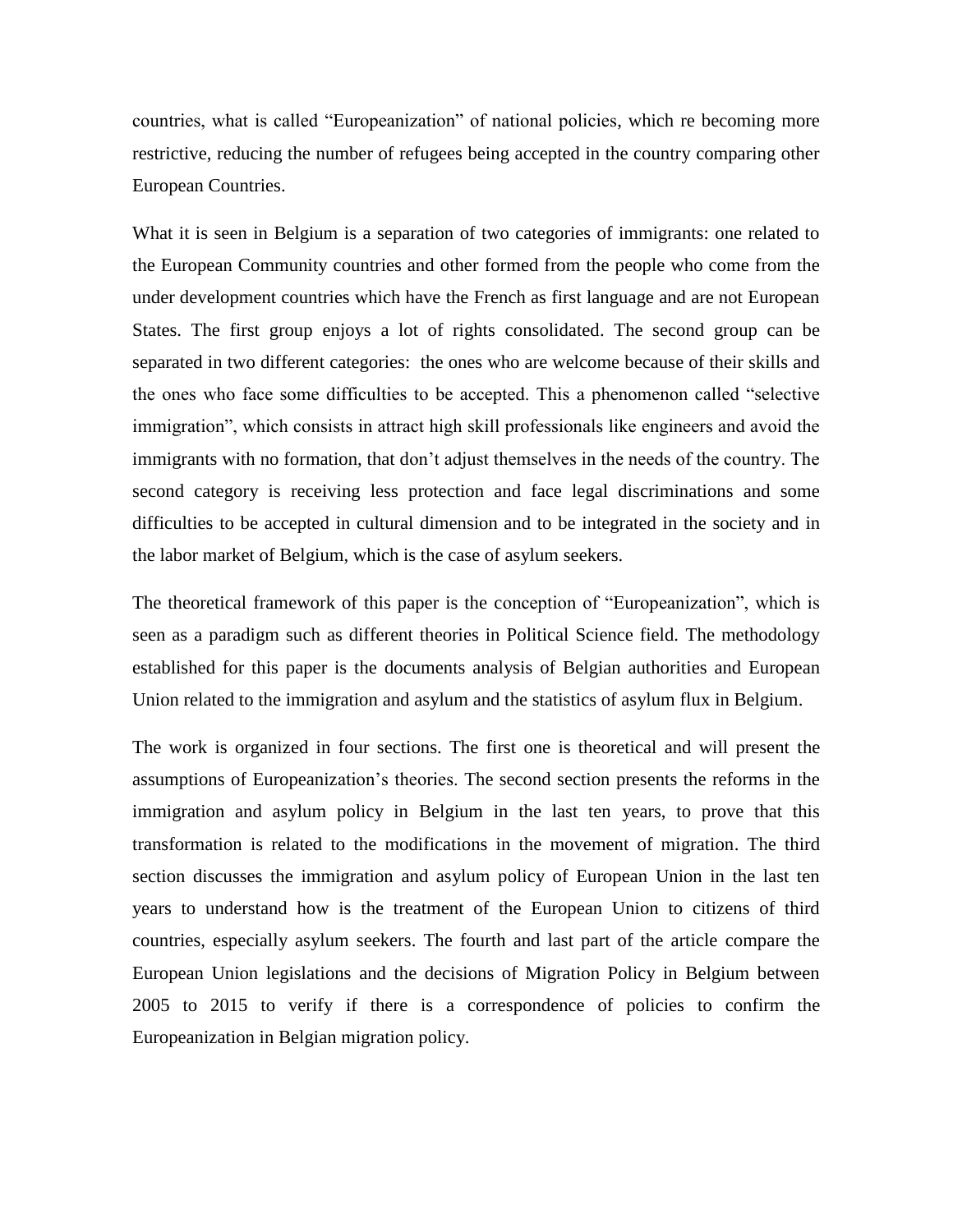countries, what is called "Europeanization" of national policies, which re becoming more restrictive, reducing the number of refugees being accepted in the country comparing other European Countries.

What it is seen in Belgium is a separation of two categories of immigrants: one related to the European Community countries and other formed from the people who come from the under development countries which have the French as first language and are not European States. The first group enjoys a lot of rights consolidated. The second group can be separated in two different categories: the ones who are welcome because of their skills and the ones who face some difficulties to be accepted. This a phenomenon called "selective immigration", which consists in attract high skill professionals like engineers and avoid the immigrants with no formation, that don't adjust themselves in the needs of the country. The second category is receiving less protection and face legal discriminations and some difficulties to be accepted in cultural dimension and to be integrated in the society and in the labor market of Belgium, which is the case of asylum seekers.

The theoretical framework of this paper is the conception of "Europeanization", which is seen as a paradigm such as different theories in Political Science field. The methodology established for this paper is the documents analysis of Belgian authorities and European Union related to the immigration and asylum and the statistics of asylum flux in Belgium.

The work is organized in four sections. The first one is theoretical and will present the assumptions of Europeanization's theories. The second section presents the reforms in the immigration and asylum policy in Belgium in the last ten years, to prove that this transformation is related to the modifications in the movement of migration. The third section discusses the immigration and asylum policy of European Union in the last ten years to understand how is the treatment of the European Union to citizens of third countries, especially asylum seekers. The fourth and last part of the article compare the European Union legislations and the decisions of Migration Policy in Belgium between 2005 to 2015 to verify if there is a correspondence of policies to confirm the Europeanization in Belgian migration policy.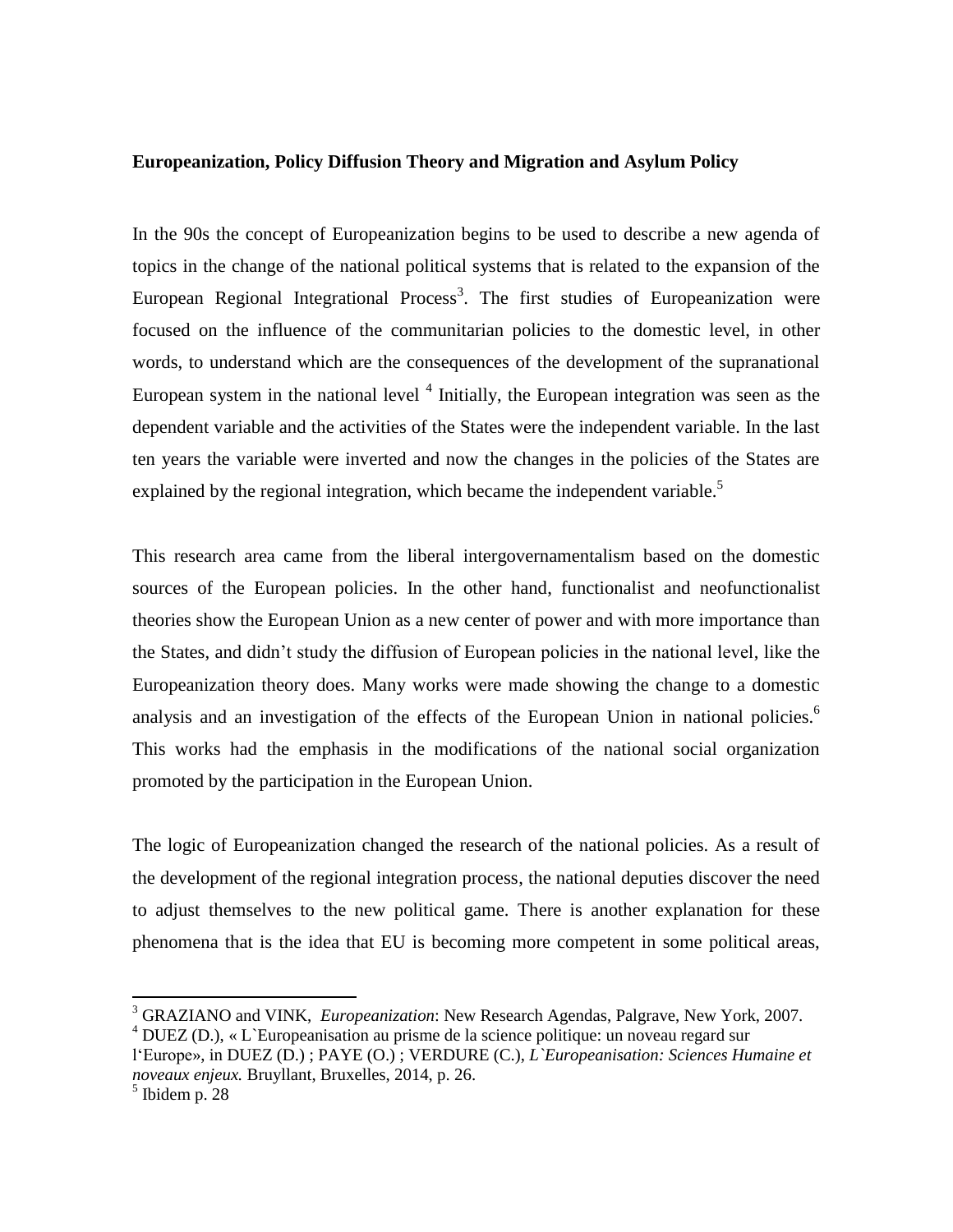**Europeanization, Policy Diffusion Theory and Migration and Asylum Policy**

In the 90s the concept of Europeanization begins to be used to describe a new agenda of topics in the change of the national political systems that is related to the expansion of the European Regional Integrational Process[3]. The first studies of Europeanization were focused on the influence of the communitarian policies to the domestic level, in other words, to understand which are the consequences of the development of the supranational European system in the national level [4] Initially, the European integration was seen as the dependent variable and the activities of the States were the independent variable. In the last ten years the variable were inverted and now the changes in the policies of the States are explained by the regional integration, which became the independent variable.[5]

This research area came from the liberal intergovernamentalism based on the domestic sources of the European policies. In the other hand, functionalist and neofunctionalist theories show the European Union as a new center of power and with more importance than the States, and didn't study the diffusion of European policies in the national level, like the Europeanization theory does. Many works were made showing the change to a domestic analysis and an investigation of the effects of the European Union in national policies.[6] This works had the emphasis in the modifications of the national social organization promoted by the participation in the European Union.

The logic of Europeanization changed the research of the national policies. As a result of the development of the regional integration process, the national deputies discover the need to adjust themselves to the new political game. There is another explanation for these phenomena that is the idea that EU is becoming more competent in some political areas,

---

[3] GRAZIANO and VINK, *Europeanization*: New Research Agendas, Palgrave, New York, 2007.

[4] DUEZ (D.), « L`Europeanisation au prisme de la science politique: un noveau regard sur l'Europe», in DUEZ (D.) ; PAYE (O.) ; VERDURE (C.), *L`Europeanisation: Sciences Humaine et noveaux enjeux.* Bruyllant, Bruxelles, 2014, p. 26.

[5] Ibidem p. 28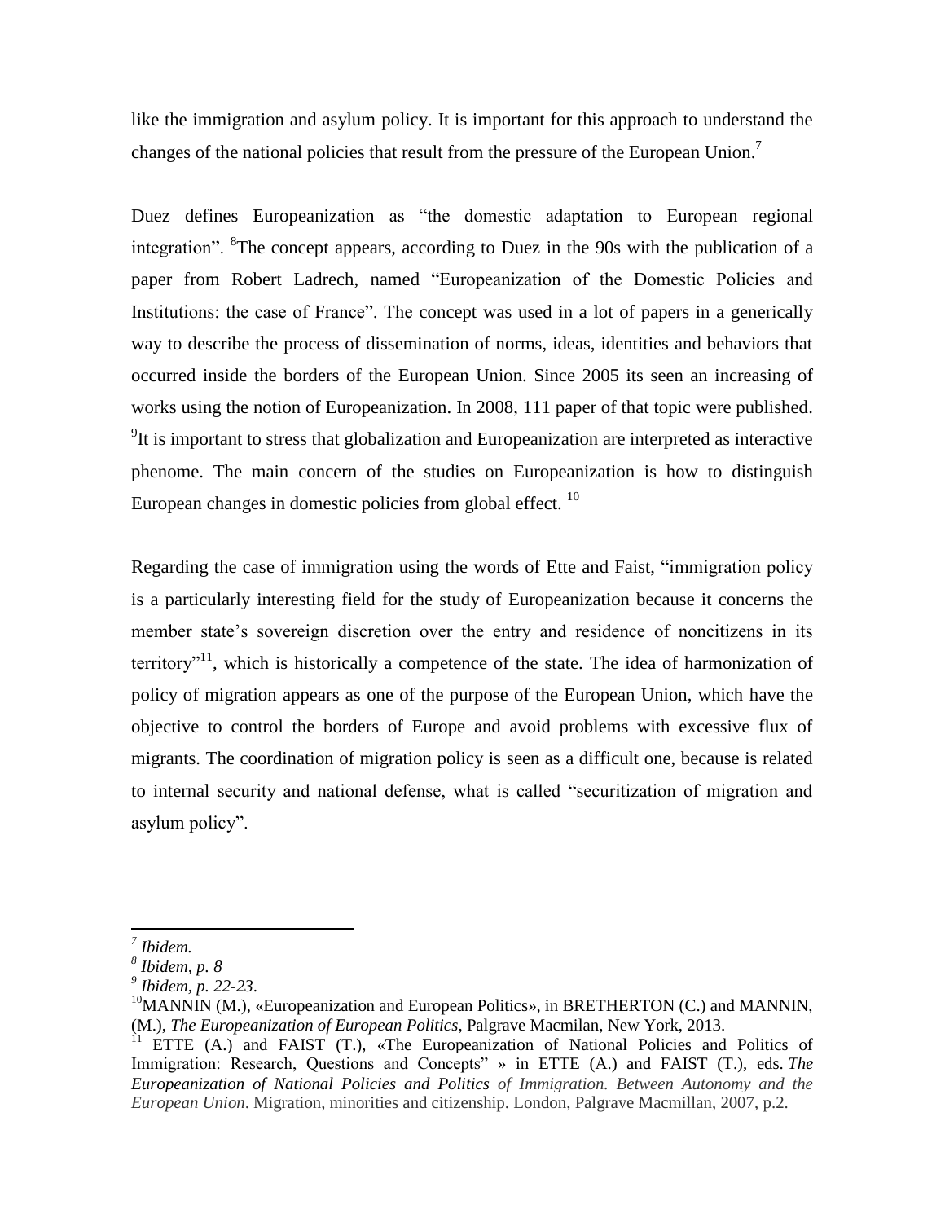like the immigration and asylum policy. It is important for this approach to understand the changes of the national policies that result from the pressure of the European Union.[7]

Duez defines Europeanization as "the domestic adaptation to European regional integration". [8]The concept appears, according to Duez in the 90s with the publication of a paper from Robert Ladrech, named "Europeanization of the Domestic Policies and Institutions: the case of France". The concept was used in a lot of papers in a generically way to describe the process of dissemination of norms, ideas, identities and behaviors that occurred inside the borders of the European Union. Since 2005 its seen an increasing of works using the notion of Europeanization. In 2008, 111 paper of that topic were published. [9]It is important to stress that globalization and Europeanization are interpreted as interactive phenome. The main concern of the studies on Europeanization is how to distinguish European changes in domestic policies from global effect. [10]

Regarding the case of immigration using the words of Ette and Faist, "immigration policy is a particularly interesting field for the study of Europeanization because it concerns the member state's sovereign discretion over the entry and residence of noncitizens in its territory"[11], which is historically a competence of the state. The idea of harmonization of policy of migration appears as one of the purpose of the European Union, which have the objective to control the borders of Europe and avoid problems with excessive flux of migrants. The coordination of migration policy is seen as a difficult one, because is related to internal security and national defense, what is called "securitization of migration and asylum policy".

---

[7] *Ibidem.*

[8] *Ibidem, p. 8*

[9] *Ibidem, p. 22-23*.

[10] MANNIN (M.), «Europeanization and European Politics», in BRETHERTON (C.) and MANNIN, (M.), *The Europeanization of European Politics*, Palgrave Macmilan, New York, 2013.

[11] ETTE (A.) and FAIST (T.), «The Europeanization of National Policies and Politics of Immigration: Research, Questions and Concepts" » in ETTE (A.) and FAIST (T.), eds. ***The Europeanization of National Policies and Politics*** *of Immigration. Between Autonomy and the European Union*. Migration, minorities and citizenship. London, Palgrave Macmillan, 2007, p.2.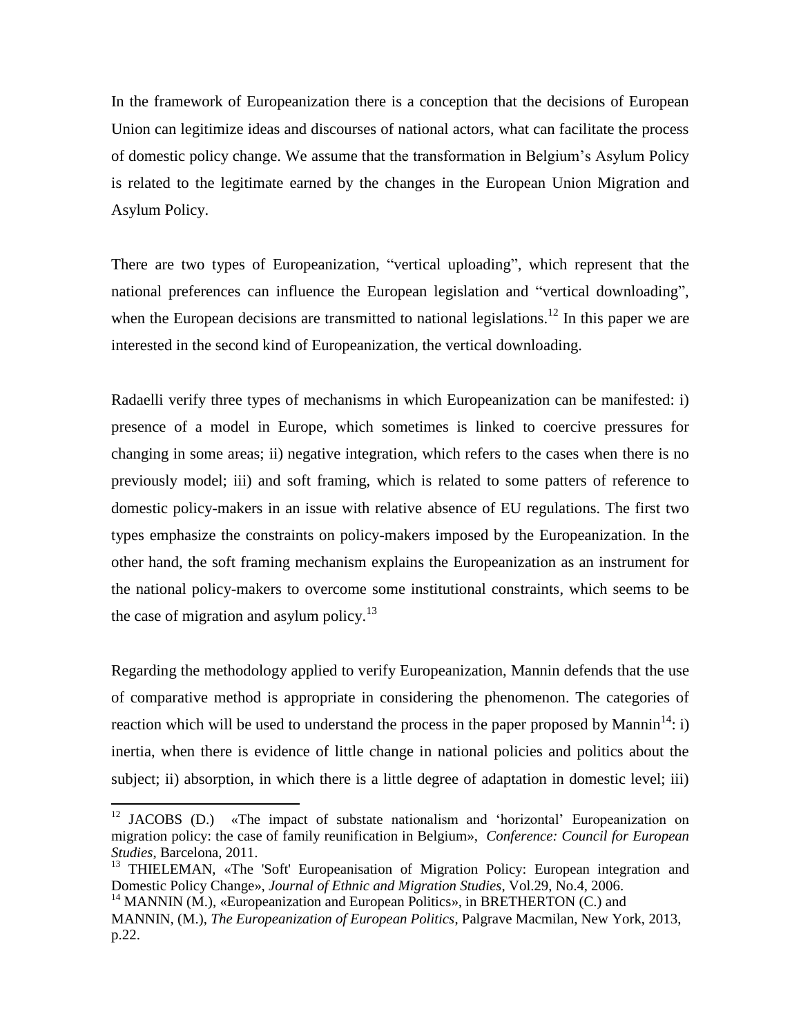In the framework of Europeanization there is a conception that the decisions of European Union can legitimize ideas and discourses of national actors, what can facilitate the process of domestic policy change. We assume that the transformation in Belgium's Asylum Policy is related to the legitimate earned by the changes in the European Union Migration and Asylum Policy.

There are two types of Europeanization, "vertical uploading", which represent that the national preferences can influence the European legislation and "vertical downloading", when the European decisions are transmitted to national legislations.[12] In this paper we are interested in the second kind of Europeanization, the vertical downloading.

Radaelli verify three types of mechanisms in which Europeanization can be manifested: i) presence of a model in Europe, which sometimes is linked to coercive pressures for changing in some areas; ii) negative integration, which refers to the cases when there is no previously model; iii) and soft framing, which is related to some patters of reference to domestic policy-makers in an issue with relative absence of EU regulations. The first two types emphasize the constraints on policy-makers imposed by the Europeanization. In the other hand, the soft framing mechanism explains the Europeanization as an instrument for the national policy-makers to overcome some institutional constraints, which seems to be the case of migration and asylum policy.[13]

Regarding the methodology applied to verify Europeanization, Mannin defends that the use of comparative method is appropriate in considering the phenomenon. The categories of reaction which will be used to understand the process in the paper proposed by Mannin[14]: i) inertia, when there is evidence of little change in national policies and politics about the subject; ii) absorption, in which there is a little degree of adaptation in domestic level; iii)

---

[12] JACOBS (D.) «The impact of substate nationalism and 'horizontal' Europeanization on migration policy: the case of family reunification in Belgium», *Conference: Council for European Studies*, Barcelona, 2011.

[13] THIELEMAN, «The 'Soft' Europeanisation of Migration Policy: European integration and Domestic Policy Change», *Journal of Ethnic and Migration Studies*, Vol.29, No.4, 2006.

[14] MANNIN (M.), «Europeanization and European Politics», in BRETHERTON (C.) and MANNIN, (M.), *The Europeanization of European Politics*, Palgrave Macmilan, New York, 2013, p.22.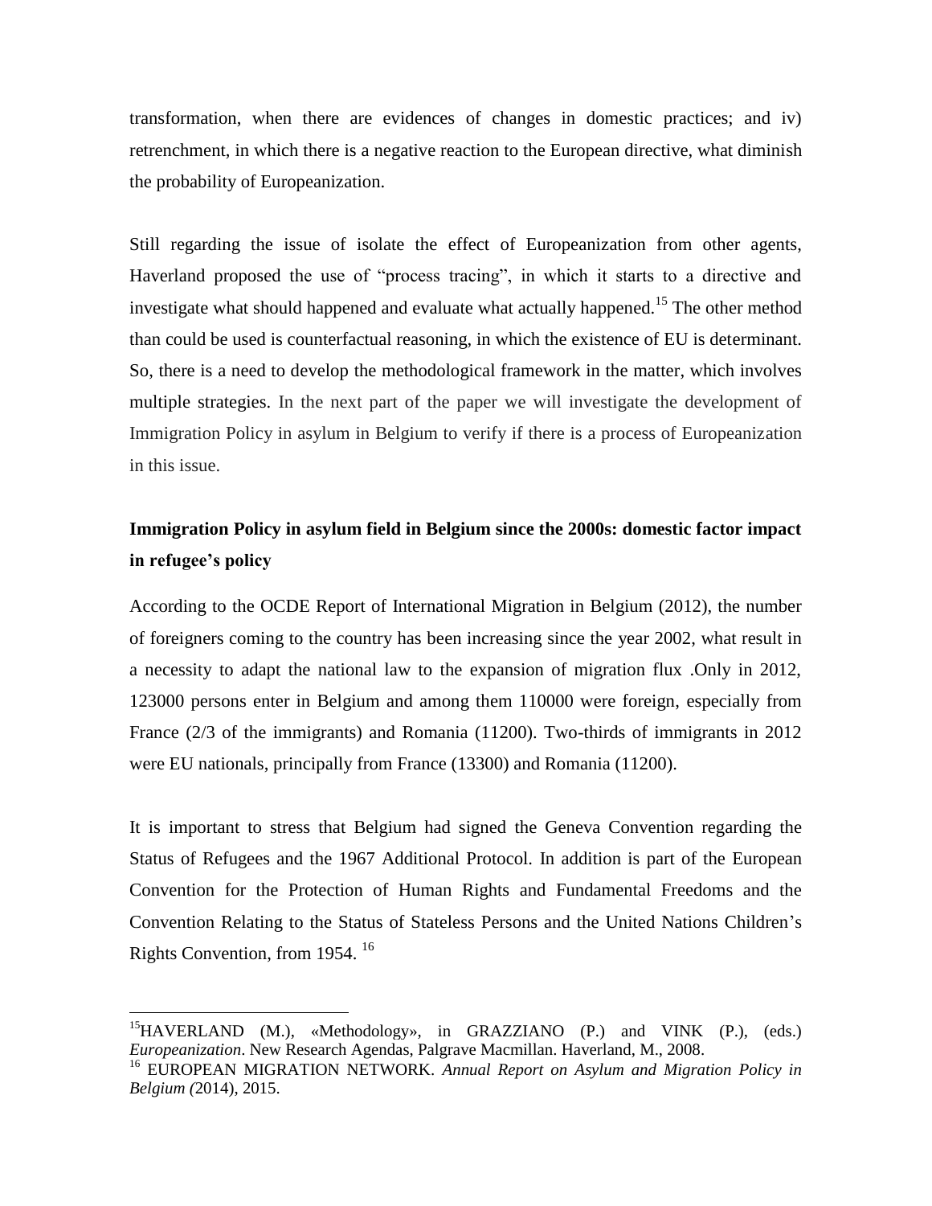transformation, when there are evidences of changes in domestic practices; and iv) retrenchment, in which there is a negative reaction to the European directive, what diminish the probability of Europeanization.

Still regarding the issue of isolate the effect of Europeanization from other agents, Haverland proposed the use of "process tracing", in which it starts to a directive and investigate what should happened and evaluate what actually happened.[15] The other method than could be used is counterfactual reasoning, in which the existence of EU is determinant. So, there is a need to develop the methodological framework in the matter, which involves multiple strategies. In the next part of the paper we will investigate the development of Immigration Policy in asylum in Belgium to verify if there is a process of Europeanization in this issue.

## Immigration Policy in asylum field in Belgium since the 2000s: domestic factor impact in refugee's policy

According to the OCDE Report of International Migration in Belgium (2012), the number of foreigners coming to the country has been increasing since the year 2002, what result in a necessity to adapt the national law to the expansion of migration flux .Only in 2012, 123000 persons enter in Belgium and among them 110000 were foreign, especially from France (2/3 of the immigrants) and Romania (11200). Two-thirds of immigrants in 2012 were EU nationals, principally from France (13300) and Romania (11200).

It is important to stress that Belgium had signed the Geneva Convention regarding the Status of Refugees and the 1967 Additional Protocol. In addition is part of the European Convention for the Protection of Human Rights and Fundamental Freedoms and the Convention Relating to the Status of Stateless Persons and the United Nations Children's Rights Convention, from 1954. [16]

---

[15] HAVERLAND (M.), «Methodology», in GRAZZIANO (P.) and VINK (P.), (eds.) *Europeanization*. New Research Agendas, Palgrave Macmillan. Haverland, M., 2008.

[16] EUROPEAN MIGRATION NETWORK. *Annual Report on Asylum and Migration Policy in Belgium (*2014), 2015.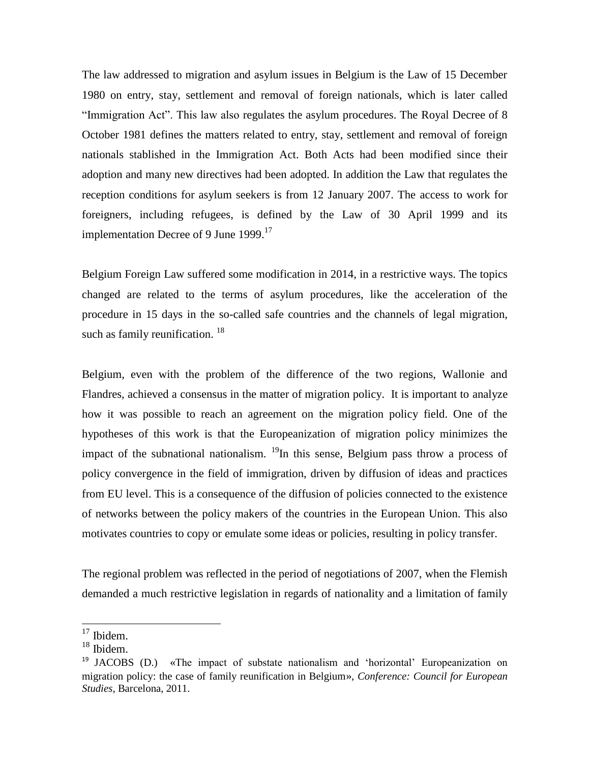The law addressed to migration and asylum issues in Belgium is the Law of 15 December 1980 on entry, stay, settlement and removal of foreign nationals, which is later called "Immigration Act". This law also regulates the asylum procedures. The Royal Decree of 8 October 1981 defines the matters related to entry, stay, settlement and removal of foreign nationals stablished in the Immigration Act. Both Acts had been modified since their adoption and many new directives had been adopted. In addition the Law that regulates the reception conditions for asylum seekers is from 12 January 2007. The access to work for foreigners, including refugees, is defined by the Law of 30 April 1999 and its implementation Decree of 9 June 1999.[17]

Belgium Foreign Law suffered some modification in 2014, in a restrictive ways. The topics changed are related to the terms of asylum procedures, like the acceleration of the procedure in 15 days in the so-called safe countries and the channels of legal migration, such as family reunification. [18]

Belgium, even with the problem of the difference of the two regions, Wallonie and Flandres, achieved a consensus in the matter of migration policy. It is important to analyze how it was possible to reach an agreement on the migration policy field. One of the hypotheses of this work is that the Europeanization of migration policy minimizes the impact of the subnational nationalism. [19]In this sense, Belgium pass throw a process of policy convergence in the field of immigration, driven by diffusion of ideas and practices from EU level. This is a consequence of the diffusion of policies connected to the existence of networks between the policy makers of the countries in the European Union. This also motivates countries to copy or emulate some ideas or policies, resulting in policy transfer.

The regional problem was reflected in the period of negotiations of 2007, when the Flemish demanded a much restrictive legislation in regards of nationality and a limitation of family

---

[17] Ibidem.

[18] Ibidem.

[19] JACOBS (D.) «The impact of substate nationalism and 'horizontal' Europeanization on migration policy: the case of family reunification in Belgium», *Conference: Council for European Studies*, Barcelona, 2011.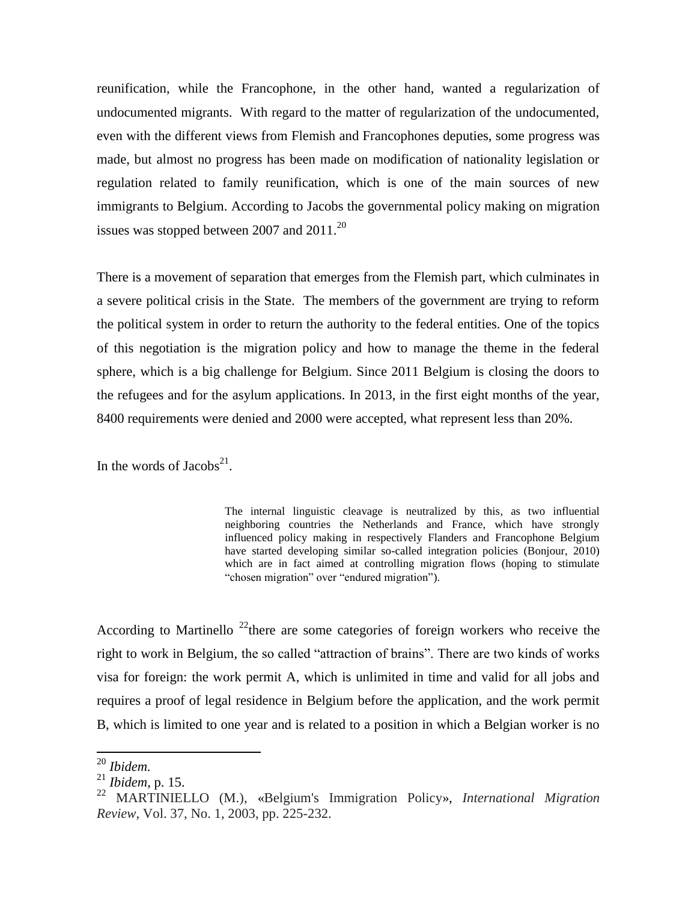reunification, while the Francophone, in the other hand, wanted a regularization of undocumented migrants. With regard to the matter of regularization of the undocumented, even with the different views from Flemish and Francophones deputies, some progress was made, but almost no progress has been made on modification of nationality legislation or regulation related to family reunification, which is one of the main sources of new immigrants to Belgium. According to Jacobs the governmental policy making on migration issues was stopped between 2007 and 2011.[20]

There is a movement of separation that emerges from the Flemish part, which culminates in a severe political crisis in the State. The members of the government are trying to reform the political system in order to return the authority to the federal entities. One of the topics of this negotiation is the migration policy and how to manage the theme in the federal sphere, which is a big challenge for Belgium. Since 2011 Belgium is closing the doors to the refugees and for the asylum applications. In 2013, in the first eight months of the year, 8400 requirements were denied and 2000 were accepted, what represent less than 20%.

In the words of Jacobs[21].

> The internal linguistic cleavage is neutralized by this, as two influential neighboring countries the Netherlands and France, which have strongly influenced policy making in respectively Flanders and Francophone Belgium have started developing similar so-called integration policies (Bonjour, 2010) which are in fact aimed at controlling migration flows (hoping to stimulate "chosen migration" over "endured migration").

According to Martinello [22]there are some categories of foreign workers who receive the right to work in Belgium, the so called "attraction of brains". There are two kinds of works visa for foreign: the work permit A, which is unlimited in time and valid for all jobs and requires a proof of legal residence in Belgium before the application, and the work permit B, which is limited to one year and is related to a position in which a Belgian worker is no

---

[20] *Ibidem.*

[21] *Ibidem*, p. 15.

[22] MARTINIELLO (M.), «Belgium's Immigration Policy», *International Migration Review*, Vol. 37, No. 1, 2003, pp. 225-232.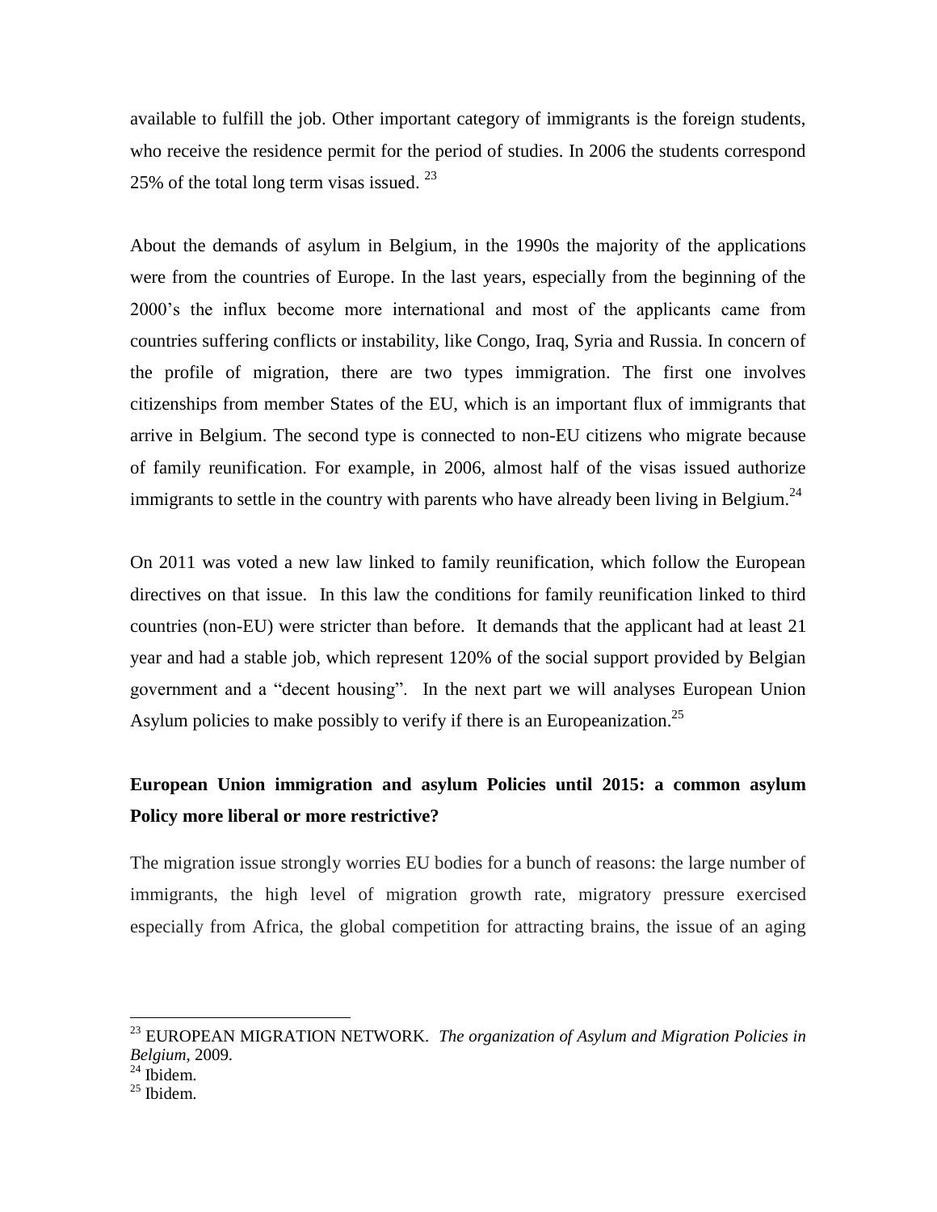available to fulfill the job. Other important category of immigrants is the foreign students, who receive the residence permit for the period of studies. In 2006 the students correspond 25% of the total long term visas issued. [23]

About the demands of asylum in Belgium, in the 1990s the majority of the applications were from the countries of Europe. In the last years, especially from the beginning of the 2000's the influx become more international and most of the applicants came from countries suffering conflicts or instability, like Congo, Iraq, Syria and Russia. In concern of the profile of migration, there are two types immigration. The first one involves citizenships from member States of the EU, which is an important flux of immigrants that arrive in Belgium. The second type is connected to non-EU citizens who migrate because of family reunification. For example, in 2006, almost half of the visas issued authorize immigrants to settle in the country with parents who have already been living in Belgium.[24]

On 2011 was voted a new law linked to family reunification, which follow the European directives on that issue. In this law the conditions for family reunification linked to third countries (non-EU) were stricter than before. It demands that the applicant had at least 21 year and had a stable job, which represent 120% of the social support provided by Belgian government and a "decent housing". In the next part we will analyses European Union Asylum policies to make possibly to verify if there is an Europeanization.[25]

## European Union immigration and asylum Policies until 2015: a common asylum Policy more liberal or more restrictive?

The migration issue strongly worries EU bodies for a bunch of reasons: the large number of immigrants, the high level of migration growth rate, migratory pressure exercised especially from Africa, the global competition for attracting brains, the issue of an aging

---

[23] EUROPEAN MIGRATION NETWORK. *The organization of Asylum and Migration Policies in Belgium*, 2009.

[24] Ibidem.

[25] Ibidem.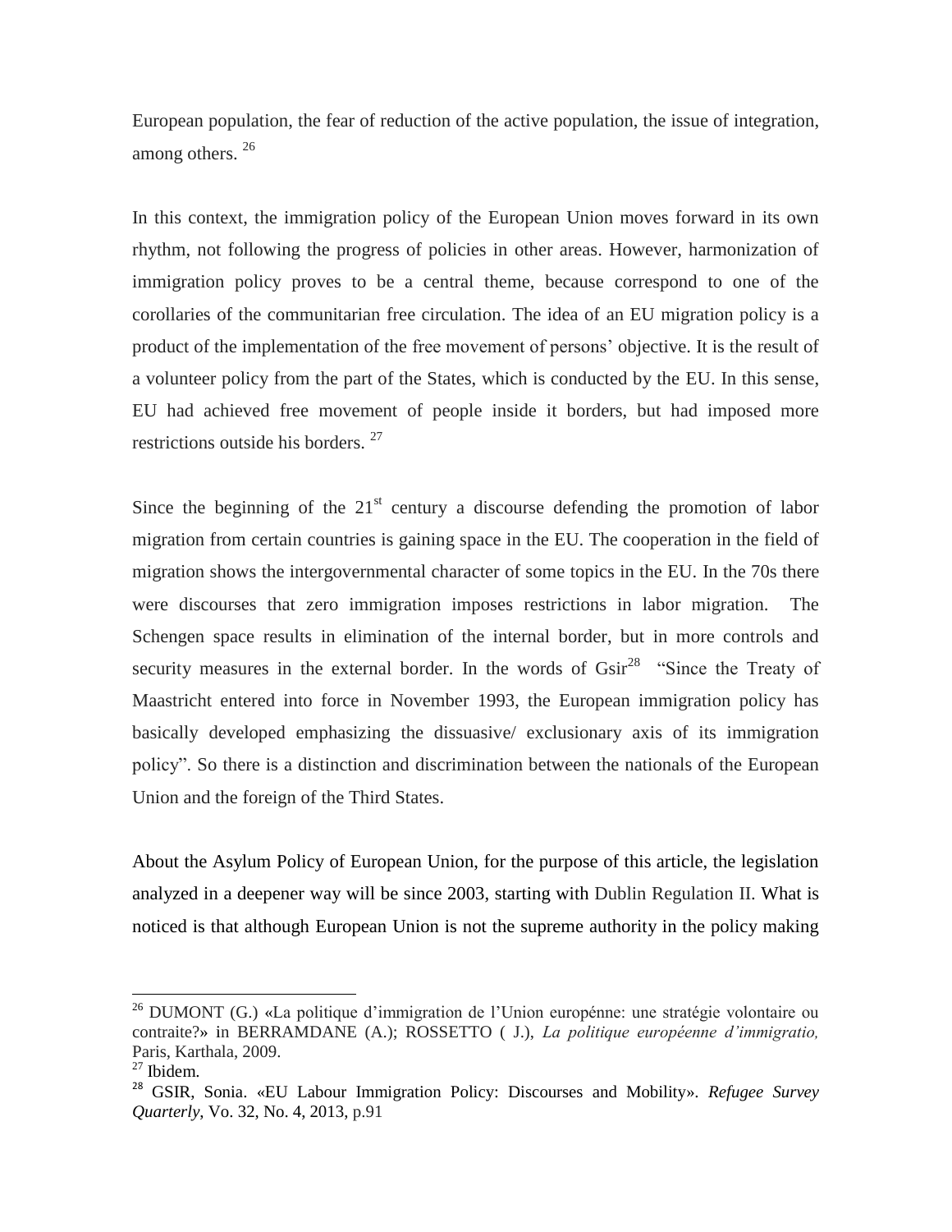European population, the fear of reduction of the active population, the issue of integration, among others. [26]

In this context, the immigration policy of the European Union moves forward in its own rhythm, not following the progress of policies in other areas. However, harmonization of immigration policy proves to be a central theme, because correspond to one of the corollaries of the communitarian free circulation. The idea of an EU migration policy is a product of the implementation of the free movement of persons' objective. It is the result of a volunteer policy from the part of the States, which is conducted by the EU. In this sense, EU had achieved free movement of people inside it borders, but had imposed more restrictions outside his borders. [27]

Since the beginning of the 21st century a discourse defending the promotion of labor migration from certain countries is gaining space in the EU. The cooperation in the field of migration shows the intergovernmental character of some topics in the EU. In the 70s there were discourses that zero immigration imposes restrictions in labor migration. The Schengen space results in elimination of the internal border, but in more controls and security measures in the external border. In the words of Gsir[28] "Since the Treaty of Maastricht entered into force in November 1993, the European immigration policy has basically developed emphasizing the dissuasive/ exclusionary axis of its immigration policy". So there is a distinction and discrimination between the nationals of the European Union and the foreign of the Third States.

About the Asylum Policy of European Union, for the purpose of this article, the legislation analyzed in a deepener way will be since 2003, starting with Dublin Regulation II. What is noticed is that although European Union is not the supreme authority in the policy making

---

[26] DUMONT (G.) «La politique d'immigration de l'Union europénne: une stratégie volontaire ou contraite?» in BERRAMDANE (A.); ROSSETTO ( J.), *La politique européenne d'immigratio,* Paris, Karthala, 2009.

[27] Ibidem.

[28] GSIR, Sonia. «EU Labour Immigration Policy: Discourses and Mobility». *Refugee Survey Quarterly*, Vo. 32, No. 4, 2013, p.91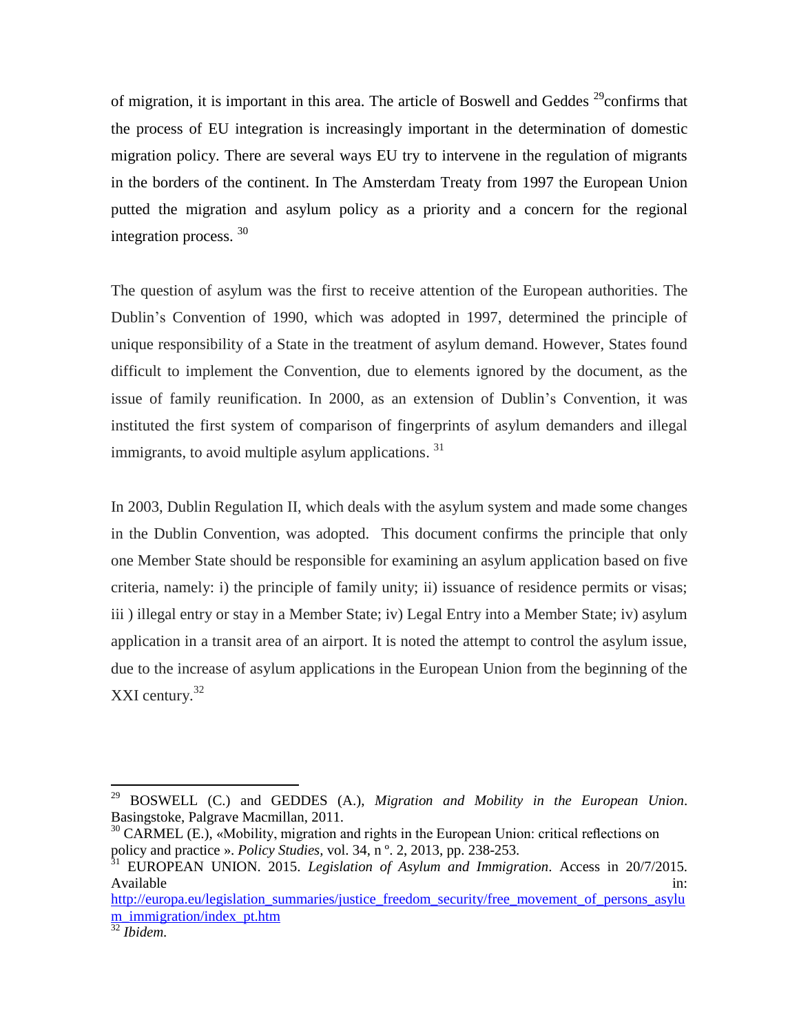of migration, it is important in this area. The article of Boswell and Geddes [29]confirms that the process of EU integration is increasingly important in the determination of domestic migration policy. There are several ways EU try to intervene in the regulation of migrants in the borders of the continent. In The Amsterdam Treaty from 1997 the European Union putted the migration and asylum policy as a priority and a concern for the regional integration process. [30]

The question of asylum was the first to receive attention of the European authorities. The Dublin's Convention of 1990, which was adopted in 1997, determined the principle of unique responsibility of a State in the treatment of asylum demand. However, States found difficult to implement the Convention, due to elements ignored by the document, as the issue of family reunification. In 2000, as an extension of Dublin's Convention, it was instituted the first system of comparison of fingerprints of asylum demanders and illegal immigrants, to avoid multiple asylum applications. [31]

In 2003, Dublin Regulation II, which deals with the asylum system and made some changes in the Dublin Convention, was adopted. This document confirms the principle that only one Member State should be responsible for examining an asylum application based on five criteria, namely: i) the principle of family unity; ii) issuance of residence permits or visas; iii ) illegal entry or stay in a Member State; iv) Legal Entry into a Member State; iv) asylum application in a transit area of an airport. It is noted the attempt to control the asylum issue, due to the increase of asylum applications in the European Union from the beginning of the XXI century.[32]

---

[29] BOSWELL (C.) and GEDDES (A.), *Migration and Mobility in the European Union*. Basingstoke, Palgrave Macmillan, 2011.

[30] CARMEL (E.), «Mobility, migration and rights in the European Union: critical reflections on policy and practice ». *Policy Studies,* vol. 34, n º. 2, 2013, pp. 238-253.

[31] EUROPEAN UNION. 2015. *Legislation of Asylum and Immigration*. Access in 20/7/2015. Available in: http://europa.eu/legislation_summaries/justice_freedom_security/free_movement_of_persons_asylum_immigration/index_pt.htm

[32] *Ibidem.*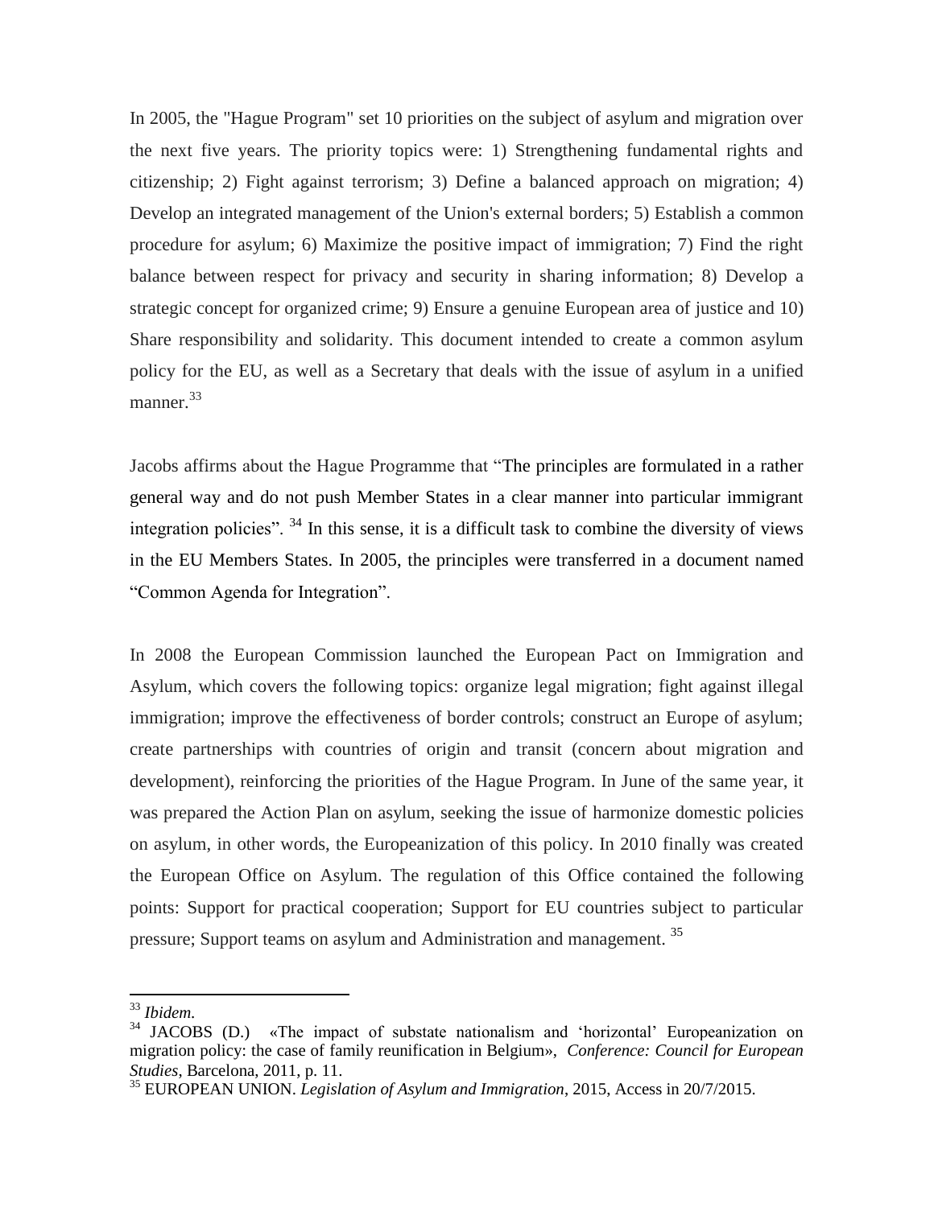In 2005, the "Hague Program" set 10 priorities on the subject of asylum and migration over the next five years. The priority topics were: 1) Strengthening fundamental rights and citizenship; 2) Fight against terrorism; 3) Define a balanced approach on migration; 4) Develop an integrated management of the Union's external borders; 5) Establish a common procedure for asylum; 6) Maximize the positive impact of immigration; 7) Find the right balance between respect for privacy and security in sharing information; 8) Develop a strategic concept for organized crime; 9) Ensure a genuine European area of justice and 10) Share responsibility and solidarity. This document intended to create a common asylum policy for the EU, as well as a Secretary that deals with the issue of asylum in a unified manner.[33]

Jacobs affirms about the Hague Programme that "The principles are formulated in a rather general way and do not push Member States in a clear manner into particular immigrant integration policies". [34] In this sense, it is a difficult task to combine the diversity of views in the EU Members States. In 2005, the principles were transferred in a document named "Common Agenda for Integration".

In 2008 the European Commission launched the European Pact on Immigration and Asylum, which covers the following topics: organize legal migration; fight against illegal immigration; improve the effectiveness of border controls; construct an Europe of asylum; create partnerships with countries of origin and transit (concern about migration and development), reinforcing the priorities of the Hague Program. In June of the same year, it was prepared the Action Plan on asylum, seeking the issue of harmonize domestic policies on asylum, in other words, the Europeanization of this policy. In 2010 finally was created the European Office on Asylum. The regulation of this Office contained the following points: Support for practical cooperation; Support for EU countries subject to particular pressure; Support teams on asylum and Administration and management. [35]

---

[33] *Ibidem*.

[34] JACOBS (D.) «The impact of substate nationalism and 'horizontal' Europeanization on migration policy: the case of family reunification in Belgium», *Conference: Council for European Studies*, Barcelona, 2011, p. 11.

[35] EUROPEAN UNION. *Legislation of Asylum and Immigration*, 2015, Access in 20/7/2015.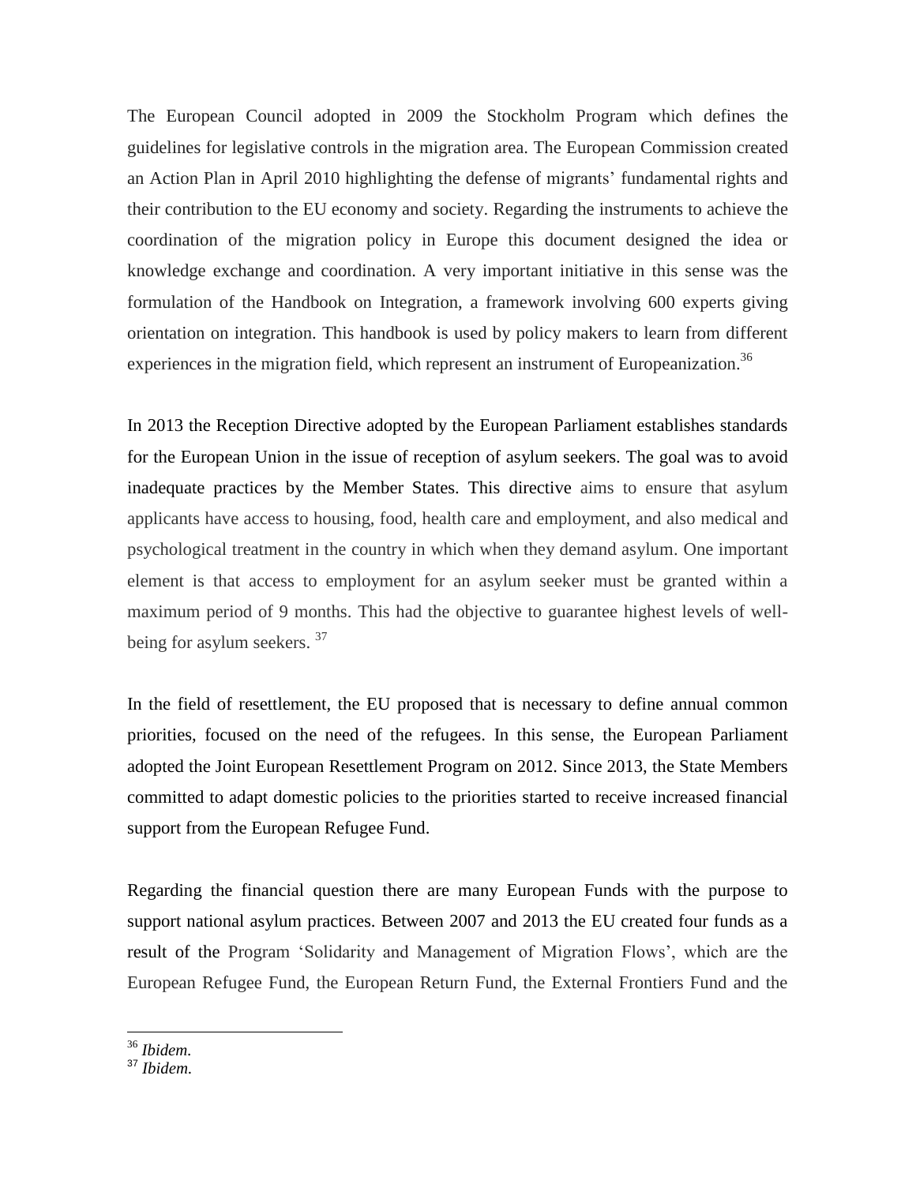The European Council adopted in 2009 the Stockholm Program which defines the guidelines for legislative controls in the migration area. The European Commission created an Action Plan in April 2010 highlighting the defense of migrants' fundamental rights and their contribution to the EU economy and society. Regarding the instruments to achieve the coordination of the migration policy in Europe this document designed the idea or knowledge exchange and coordination. A very important initiative in this sense was the formulation of the Handbook on Integration, a framework involving 600 experts giving orientation on integration. This handbook is used by policy makers to learn from different experiences in the migration field, which represent an instrument of Europeanization.[36]

In 2013 the Reception Directive adopted by the European Parliament establishes standards for the European Union in the issue of reception of asylum seekers. The goal was to avoid inadequate practices by the Member States. This directive aims to ensure that asylum applicants have access to housing, food, health care and employment, and also medical and psychological treatment in the country in which when they demand asylum. One important element is that access to employment for an asylum seeker must be granted within a maximum period of 9 months. This had the objective to guarantee highest levels of well-being for asylum seekers. [37]

In the field of resettlement, the EU proposed that is necessary to define annual common priorities, focused on the need of the refugees. In this sense, the European Parliament adopted the Joint European Resettlement Program on 2012. Since 2013, the State Members committed to adapt domestic policies to the priorities started to receive increased financial support from the European Refugee Fund.

Regarding the financial question there are many European Funds with the purpose to support national asylum practices. Between 2007 and 2013 the EU created four funds as a result of the Program 'Solidarity and Management of Migration Flows', which are the European Refugee Fund, the European Return Fund, the External Frontiers Fund and the

[36] *Ibidem.*
[37] *Ibidem.*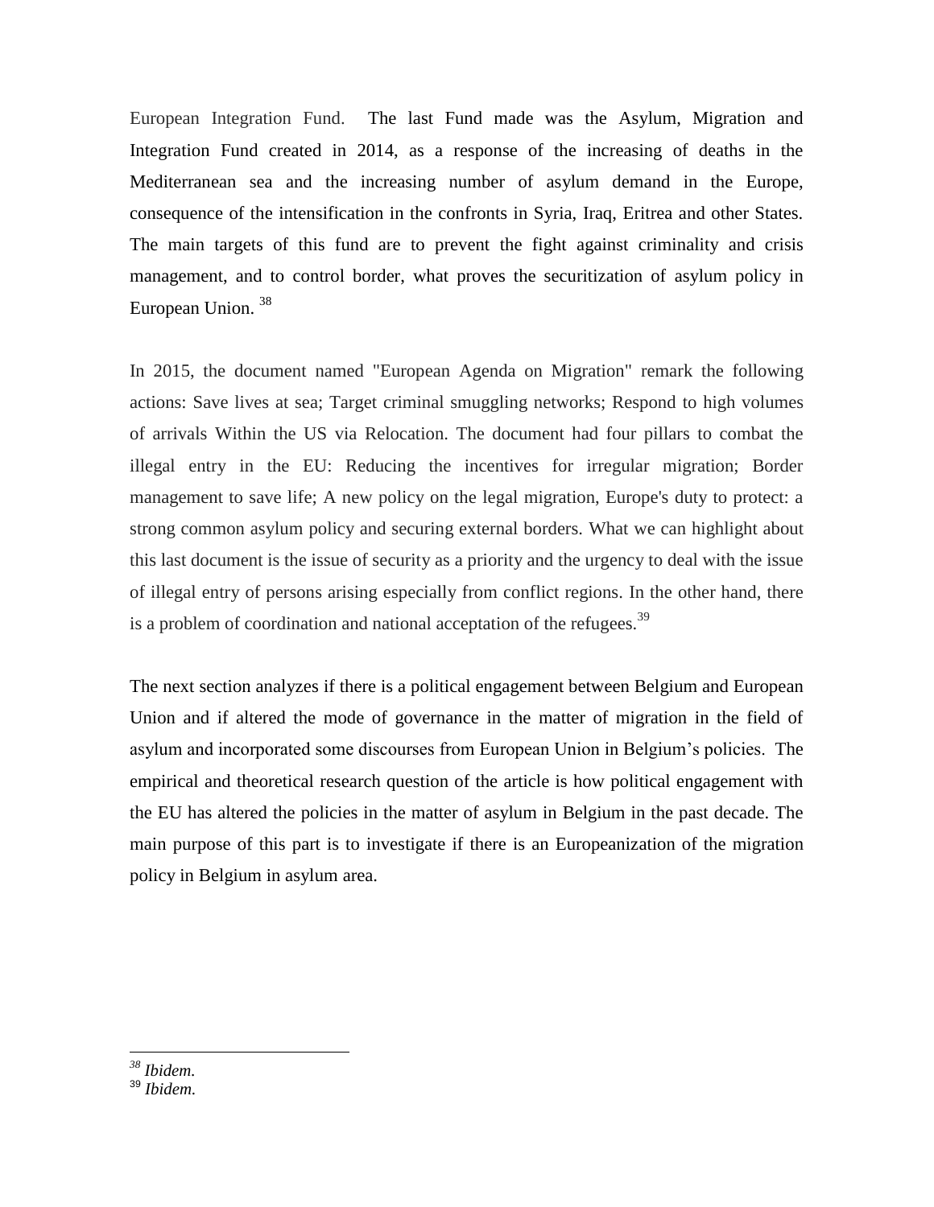European Integration Fund. The last Fund made was the Asylum, Migration and Integration Fund created in 2014, as a response of the increasing of deaths in the Mediterranean sea and the increasing number of asylum demand in the Europe, consequence of the intensification in the confronts in Syria, Iraq, Eritrea and other States. The main targets of this fund are to prevent the fight against criminality and crisis management, and to control border, what proves the securitization of asylum policy in European Union. [38]

In 2015, the document named "European Agenda on Migration" remark the following actions: Save lives at sea; Target criminal smuggling networks; Respond to high volumes of arrivals Within the US via Relocation. The document had four pillars to combat the illegal entry in the EU: Reducing the incentives for irregular migration; Border management to save life; A new policy on the legal migration, Europe's duty to protect: a strong common asylum policy and securing external borders. What we can highlight about this last document is the issue of security as a priority and the urgency to deal with the issue of illegal entry of persons arising especially from conflict regions. In the other hand, there is a problem of coordination and national acceptation of the refugees.[39]

The next section analyzes if there is a political engagement between Belgium and European Union and if altered the mode of governance in the matter of migration in the field of asylum and incorporated some discourses from European Union in Belgium's policies. The empirical and theoretical research question of the article is how political engagement with the EU has altered the policies in the matter of asylum in Belgium in the past decade. The main purpose of this part is to investigate if there is an Europeanization of the migration policy in Belgium in asylum area.

---

[38] *Ibidem.*

[39] *Ibidem.*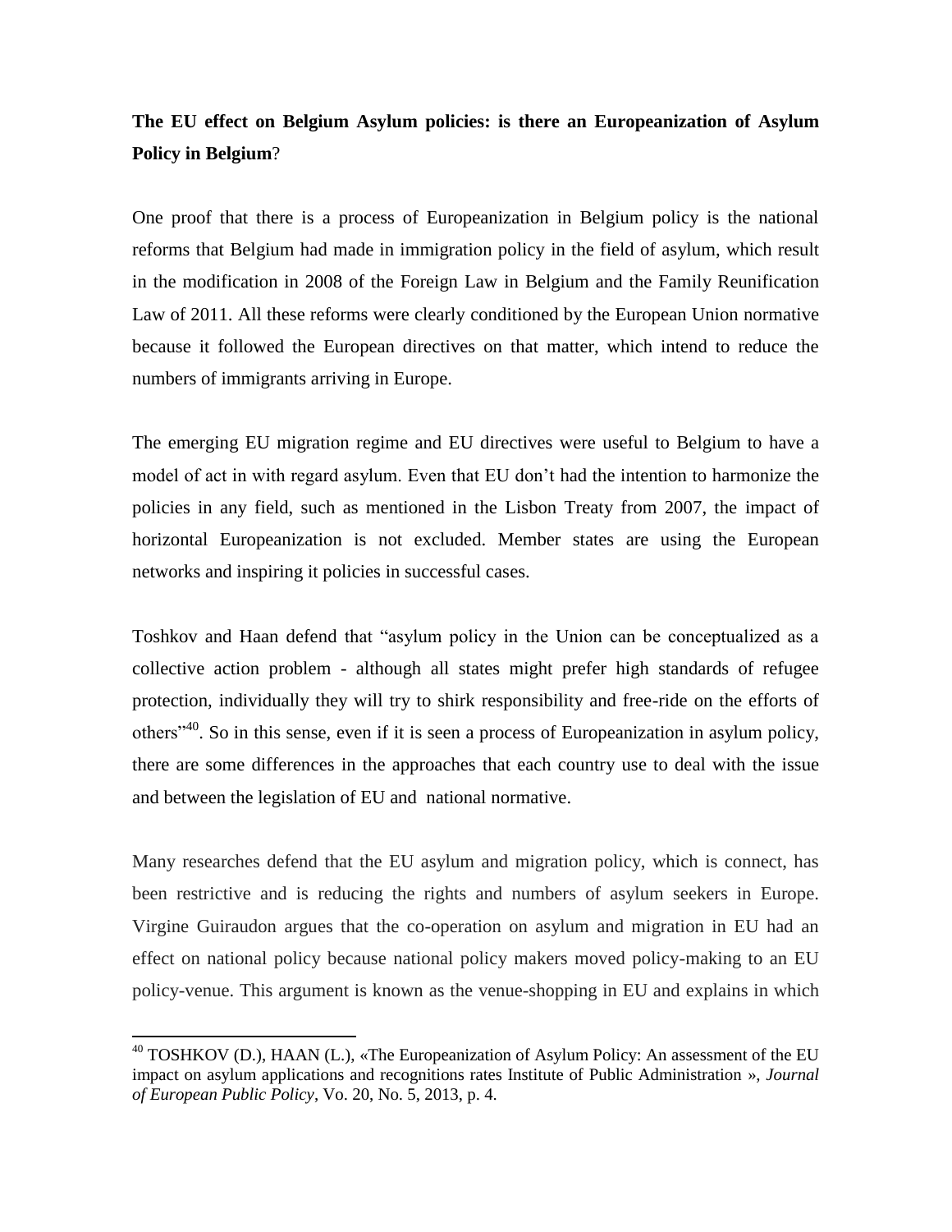**The EU effect on Belgium Asylum policies: is there an Europeanization of Asylum Policy in Belgium**?

One proof that there is a process of Europeanization in Belgium policy is the national reforms that Belgium had made in immigration policy in the field of asylum, which result in the modification in 2008 of the Foreign Law in Belgium and the Family Reunification Law of 2011. All these reforms were clearly conditioned by the European Union normative because it followed the European directives on that matter, which intend to reduce the numbers of immigrants arriving in Europe.

The emerging EU migration regime and EU directives were useful to Belgium to have a model of act in with regard asylum. Even that EU don't had the intention to harmonize the policies in any field, such as mentioned in the Lisbon Treaty from 2007, the impact of horizontal Europeanization is not excluded. Member states are using the European networks and inspiring it policies in successful cases.

Toshkov and Haan defend that "asylum policy in the Union can be conceptualized as a collective action problem - although all states might prefer high standards of refugee protection, individually they will try to shirk responsibility and free-ride on the efforts of others"[40]. So in this sense, even if it is seen a process of Europeanization in asylum policy, there are some differences in the approaches that each country use to deal with the issue and between the legislation of EU and national normative.

Many researches defend that the EU asylum and migration policy, which is connect, has been restrictive and is reducing the rights and numbers of asylum seekers in Europe. Virgine Guiraudon argues that the co-operation on asylum and migration in EU had an effect on national policy because national policy makers moved policy-making to an EU policy-venue. This argument is known as the venue-shopping in EU and explains in which

---

[40] TOSHKOV (D.), HAAN (L.), «The Europeanization of Asylum Policy: An assessment of the EU impact on asylum applications and recognitions rates Institute of Public Administration », *Journal of European Public Policy*, Vo. 20, No. 5, 2013, p. 4.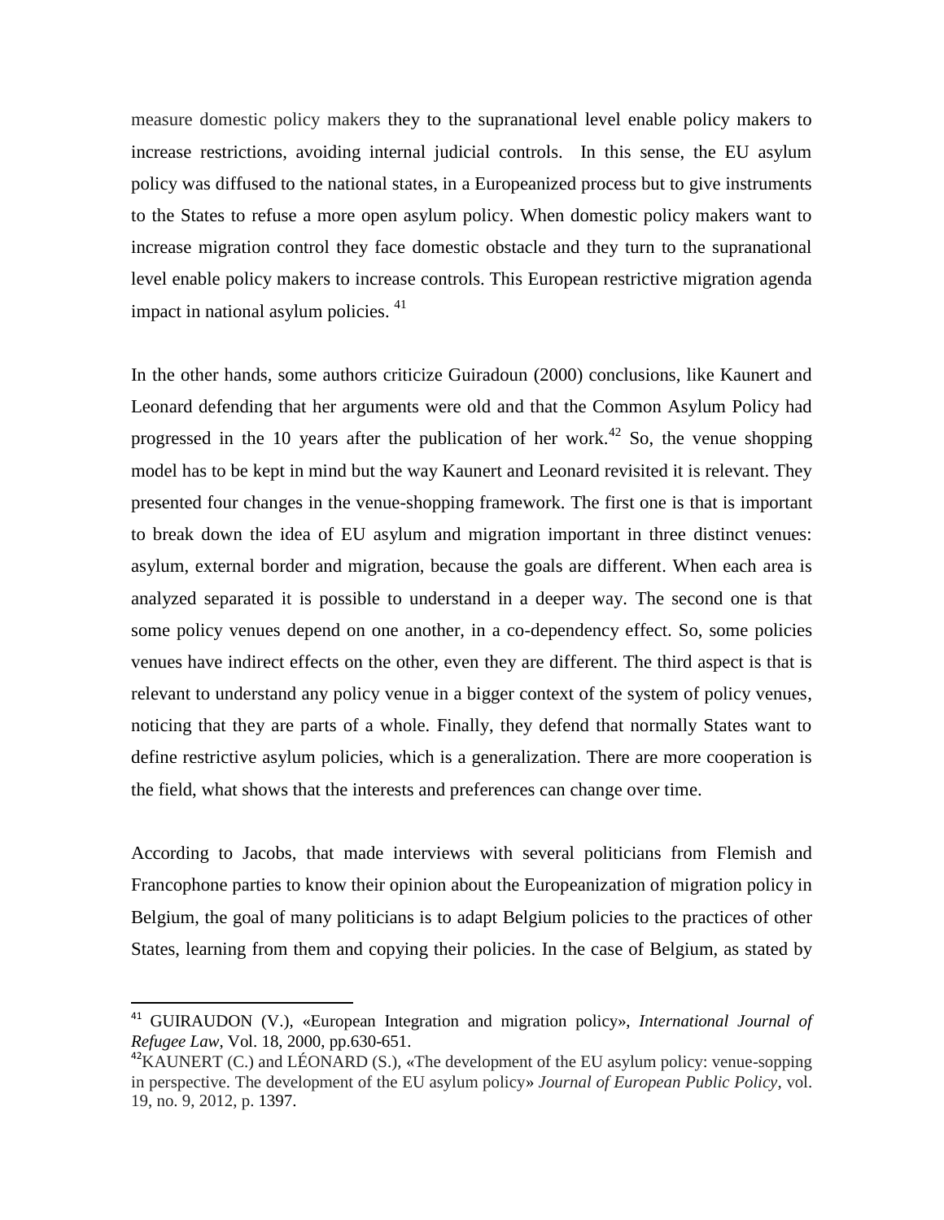measure domestic policy makers they to the supranational level enable policy makers to increase restrictions, avoiding internal judicial controls. In this sense, the EU asylum policy was diffused to the national states, in a Europeanized process but to give instruments to the States to refuse a more open asylum policy. When domestic policy makers want to increase migration control they face domestic obstacle and they turn to the supranational level enable policy makers to increase controls. This European restrictive migration agenda impact in national asylum policies. [41]

In the other hands, some authors criticize Guiradoun (2000) conclusions, like Kaunert and Leonard defending that her arguments were old and that the Common Asylum Policy had progressed in the 10 years after the publication of her work.[42] So, the venue shopping model has to be kept in mind but the way Kaunert and Leonard revisited it is relevant. They presented four changes in the venue-shopping framework. The first one is that is important to break down the idea of EU asylum and migration important in three distinct venues: asylum, external border and migration, because the goals are different. When each area is analyzed separated it is possible to understand in a deeper way. The second one is that some policy venues depend on one another, in a co-dependency effect. So, some policies venues have indirect effects on the other, even they are different. The third aspect is that is relevant to understand any policy venue in a bigger context of the system of policy venues, noticing that they are parts of a whole. Finally, they defend that normally States want to define restrictive asylum policies, which is a generalization. There are more cooperation is the field, what shows that the interests and preferences can change over time.

According to Jacobs, that made interviews with several politicians from Flemish and Francophone parties to know their opinion about the Europeanization of migration policy in Belgium, the goal of many politicians is to adapt Belgium policies to the practices of other States, learning from them and copying their policies. In the case of Belgium, as stated by

---

[41] GUIRAUDON (V.), «European Integration and migration policy», *International Journal of Refugee Law*, Vol. 18, 2000, pp.630-651.

[42] KAUNERT (C.) and LÉONARD (S.), «The development of the EU asylum policy: venue-sopping in perspective. The development of the EU asylum policy» *Journal of European Public Policy*, vol. 19, no. 9, 2012, p. 1397.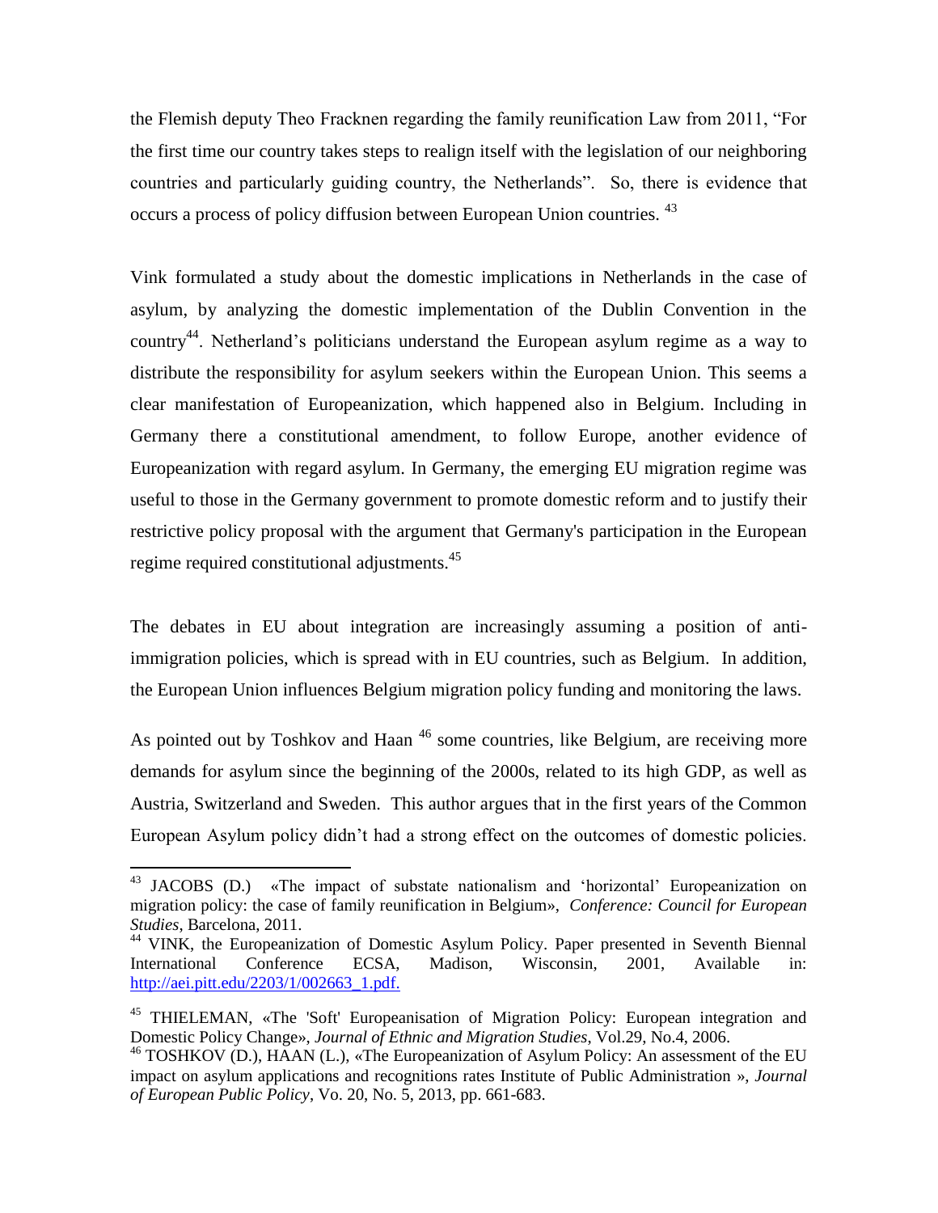the Flemish deputy Theo Fracknen regarding the family reunification Law from 2011, "For the first time our country takes steps to realign itself with the legislation of our neighboring countries and particularly guiding country, the Netherlands". So, there is evidence that occurs a process of policy diffusion between European Union countries. [43]

Vink formulated a study about the domestic implications in Netherlands in the case of asylum, by analyzing the domestic implementation of the Dublin Convention in the country[44]. Netherland's politicians understand the European asylum regime as a way to distribute the responsibility for asylum seekers within the European Union. This seems a clear manifestation of Europeanization, which happened also in Belgium. Including in Germany there a constitutional amendment, to follow Europe, another evidence of Europeanization with regard asylum. In Germany, the emerging EU migration regime was useful to those in the Germany government to promote domestic reform and to justify their restrictive policy proposal with the argument that Germany's participation in the European regime required constitutional adjustments.[45]

The debates in EU about integration are increasingly assuming a position of anti-immigration policies, which is spread with in EU countries, such as Belgium. In addition, the European Union influences Belgium migration policy funding and monitoring the laws.

As pointed out by Toshkov and Haan [46] some countries, like Belgium, are receiving more demands for asylum since the beginning of the 2000s, related to its high GDP, as well as Austria, Switzerland and Sweden. This author argues that in the first years of the Common European Asylum policy didn't had a strong effect on the outcomes of domestic policies.

---

[43] JACOBS (D.) «The impact of substate nationalism and 'horizontal' Europeanization on migration policy: the case of family reunification in Belgium», *Conference: Council for European Studies*, Barcelona, 2011.

[44] VINK, the Europeanization of Domestic Asylum Policy. Paper presented in Seventh Biennal International Conference ECSA, Madison, Wisconsin, 2001, Available in: http://aei.pitt.edu/2203/1/002663_1.pdf.

[45] THIELEMAN, «The 'Soft' Europeanisation of Migration Policy: European integration and Domestic Policy Change», *Journal of Ethnic and Migration Studies*, Vol.29, No.4, 2006.

[46] TOSHKOV (D.), HAAN (L.), «The Europeanization of Asylum Policy: An assessment of the EU impact on asylum applications and recognitions rates Institute of Public Administration », *Journal of European Public Policy*, Vo. 20, No. 5, 2013, pp. 661-683.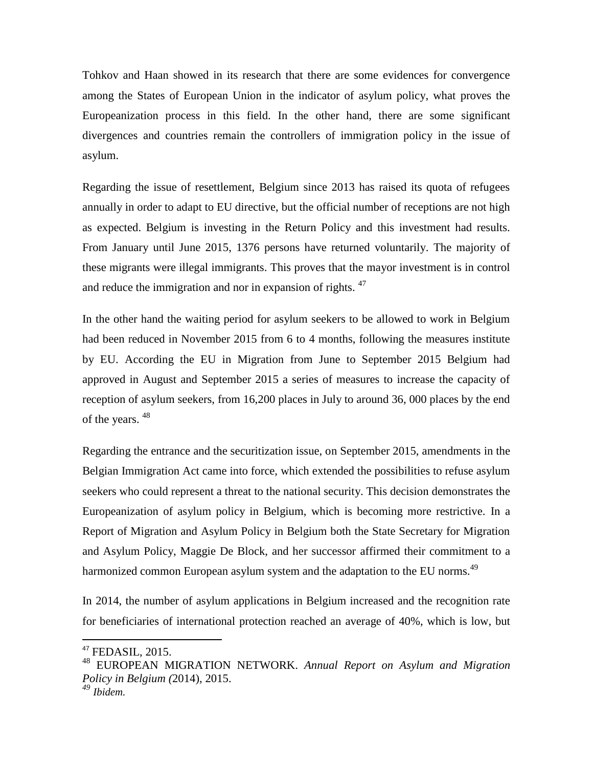Tohkov and Haan showed in its research that there are some evidences for convergence among the States of European Union in the indicator of asylum policy, what proves the Europeanization process in this field. In the other hand, there are some significant divergences and countries remain the controllers of immigration policy in the issue of asylum.

Regarding the issue of resettlement, Belgium since 2013 has raised its quota of refugees annually in order to adapt to EU directive, but the official number of receptions are not high as expected. Belgium is investing in the Return Policy and this investment had results. From January until June 2015, 1376 persons have returned voluntarily. The majority of these migrants were illegal immigrants. This proves that the mayor investment is in control and reduce the immigration and nor in expansion of rights. [47]

In the other hand the waiting period for asylum seekers to be allowed to work in Belgium had been reduced in November 2015 from 6 to 4 months, following the measures institute by EU. According the EU in Migration from June to September 2015 Belgium had approved in August and September 2015 a series of measures to increase the capacity of reception of asylum seekers, from 16,200 places in July to around 36, 000 places by the end of the years. [48]

Regarding the entrance and the securitization issue, on September 2015, amendments in the Belgian Immigration Act came into force, which extended the possibilities to refuse asylum seekers who could represent a threat to the national security. This decision demonstrates the Europeanization of asylum policy in Belgium, which is becoming more restrictive. In a Report of Migration and Asylum Policy in Belgium both the State Secretary for Migration and Asylum Policy, Maggie De Block, and her successor affirmed their commitment to a harmonized common European asylum system and the adaptation to the EU norms.[49]

In 2014, the number of asylum applications in Belgium increased and the recognition rate for beneficiaries of international protection reached an average of 40%, which is low, but

---

[47] FEDASIL, 2015.

[48] EUROPEAN MIGRATION NETWORK. *Annual Report on Asylum and Migration Policy in Belgium (*2014), 2015.

[49] *Ibidem.*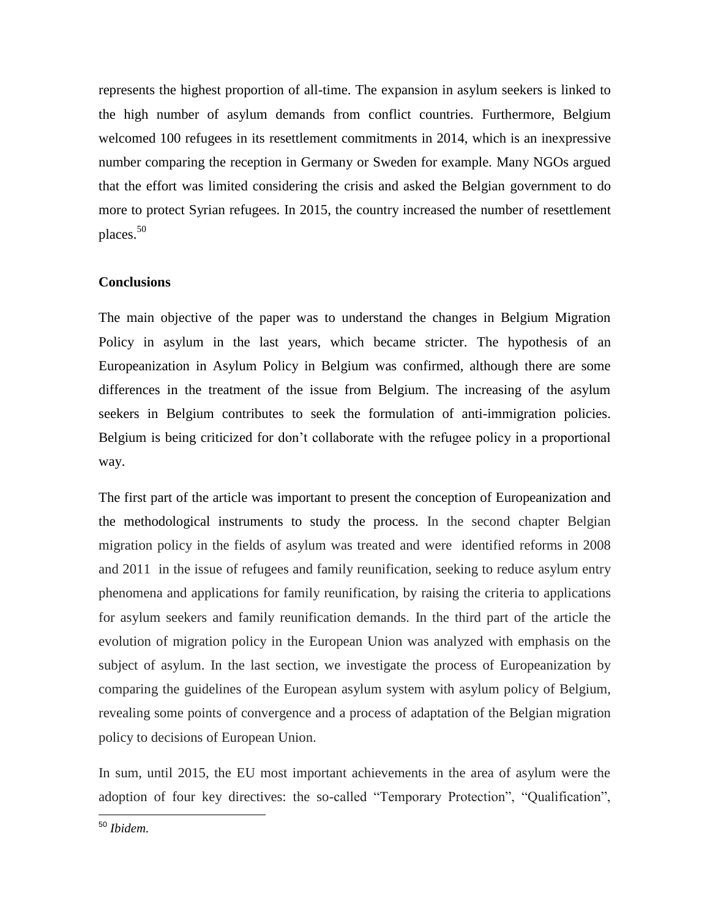represents the highest proportion of all-time. The expansion in asylum seekers is linked to the high number of asylum demands from conflict countries. Furthermore, Belgium welcomed 100 refugees in its resettlement commitments in 2014, which is an inexpressive number comparing the reception in Germany or Sweden for example. Many NGOs argued that the effort was limited considering the crisis and asked the Belgian government to do more to protect Syrian refugees. In 2015, the country increased the number of resettlement places.[50]

**Conclusions**

The main objective of the paper was to understand the changes in Belgium Migration Policy in asylum in the last years, which became stricter. The hypothesis of an Europeanization in Asylum Policy in Belgium was confirmed, although there are some differences in the treatment of the issue from Belgium. The increasing of the asylum seekers in Belgium contributes to seek the formulation of anti-immigration policies. Belgium is being criticized for don't collaborate with the refugee policy in a proportional way.

The first part of the article was important to present the conception of Europeanization and the methodological instruments to study the process. In the second chapter Belgian migration policy in the fields of asylum was treated and were identified reforms in 2008 and 2011 in the issue of refugees and family reunification, seeking to reduce asylum entry phenomena and applications for family reunification, by raising the criteria to applications for asylum seekers and family reunification demands. In the third part of the article the evolution of migration policy in the European Union was analyzed with emphasis on the subject of asylum. In the last section, we investigate the process of Europeanization by comparing the guidelines of the European asylum system with asylum policy of Belgium, revealing some points of convergence and a process of adaptation of the Belgian migration policy to decisions of European Union.

In sum, until 2015, the EU most important achievements in the area of asylum were the adoption of four key directives: the so-called "Temporary Protection", "Qualification",

[50] *Ibidem.*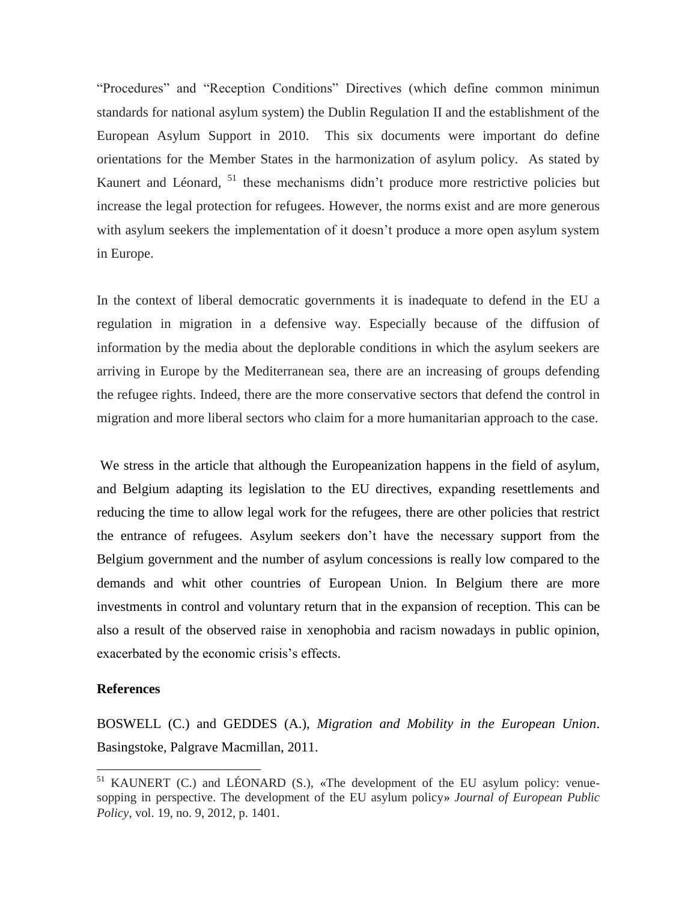"Procedures" and "Reception Conditions" Directives (which define common minimun standards for national asylum system) the Dublin Regulation II and the establishment of the European Asylum Support in 2010. This six documents were important do define orientations for the Member States in the harmonization of asylum policy. As stated by Kaunert and Léonard, [51] these mechanisms didn't produce more restrictive policies but increase the legal protection for refugees. However, the norms exist and are more generous with asylum seekers the implementation of it doesn't produce a more open asylum system in Europe.

In the context of liberal democratic governments it is inadequate to defend in the EU a regulation in migration in a defensive way. Especially because of the diffusion of information by the media about the deplorable conditions in which the asylum seekers are arriving in Europe by the Mediterranean sea, there are an increasing of groups defending the refugee rights. Indeed, there are the more conservative sectors that defend the control in migration and more liberal sectors who claim for a more humanitarian approach to the case.

We stress in the article that although the Europeanization happens in the field of asylum, and Belgium adapting its legislation to the EU directives, expanding resettlements and reducing the time to allow legal work for the refugees, there are other policies that restrict the entrance of refugees. Asylum seekers don't have the necessary support from the Belgium government and the number of asylum concessions is really low compared to the demands and whit other countries of European Union. In Belgium there are more investments in control and voluntary return that in the expansion of reception. This can be also a result of the observed raise in xenophobia and racism nowadays in public opinion, exacerbated by the economic crisis's effects.

**References**

BOSWELL (C.) and GEDDES (A.), *Migration and Mobility in the European Union*. Basingstoke, Palgrave Macmillan, 2011.

---

[51] KAUNERT (C.) and LÉONARD (S.), «The development of the EU asylum policy: venue-sopping in perspective. The development of the EU asylum policy» *Journal of European Public Policy*, vol. 19, no. 9, 2012, p. 1401.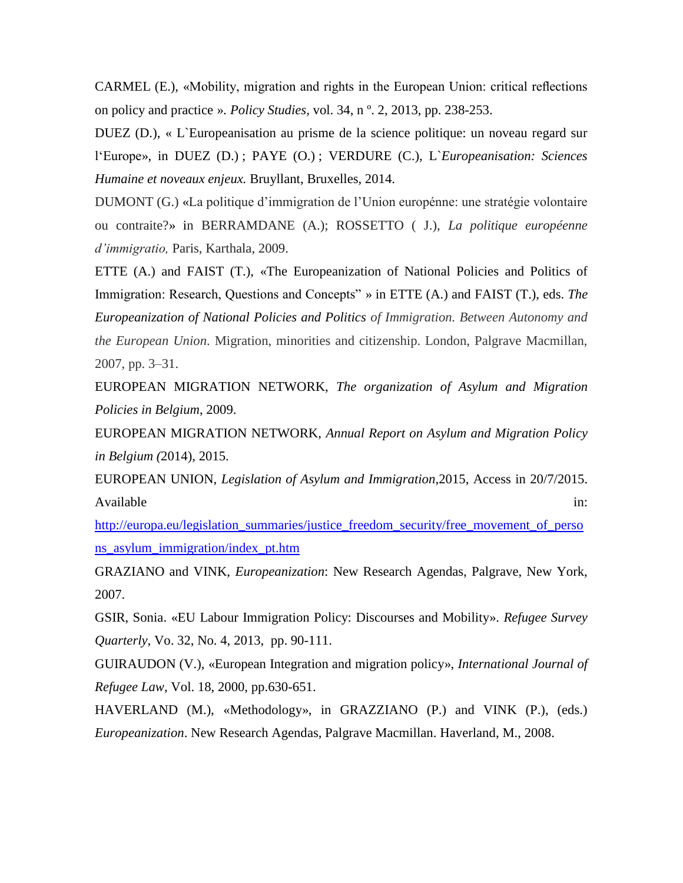CARMEL (E.), «Mobility, migration and rights in the European Union: critical reflections on policy and practice ». *Policy Studies*, vol. 34, n º. 2, 2013, pp. 238-253.

DUEZ (D.), « L`Europeanisation au prisme de la science politique: un noveau regard sur l'Europe», in DUEZ (D.) ; PAYE (O.) ; VERDURE (C.), L`*Europeanisation: Sciences Humaine et noveaux enjeux.* Bruyllant, Bruxelles, 2014.

DUMONT (G.) «La politique d'immigration de l'Union européenne: une stratégie volontaire ou contraite?» in BERRAMDANE (A.); ROSSETTO ( J.), *La politique européenne d'immigratio,* Paris, Karthala, 2009.

ETTE (A.) and FAIST (T.), «The Europeanization of National Policies and Politics of Immigration: Research, Questions and Concepts" » in ETTE (A.) and FAIST (T.), eds. *The Europeanization of National Policies and Politics of Immigration. Between Autonomy and the European Union*. Migration, minorities and citizenship. London, Palgrave Macmillan, 2007, pp. 3–31.

EUROPEAN MIGRATION NETWORK, *The organization of Asylum and Migration Policies in Belgium*, 2009.

EUROPEAN MIGRATION NETWORK, *Annual Report on Asylum and Migration Policy in Belgium (*2014), 2015.

EUROPEAN UNION, *Legislation of Asylum and Immigration*,2015, Access in 20/7/2015. Available in: http://europa.eu/legislation_summaries/justice_freedom_security/free_movement_of_persons_asylum_immigration/index_pt.htm

GRAZIANO and VINK, *Europeanization*: New Research Agendas, Palgrave, New York, 2007.

GSIR, Sonia. «EU Labour Immigration Policy: Discourses and Mobility». *Refugee Survey Quarterly*, Vo. 32, No. 4, 2013, pp. 90-111.

GUIRAUDON (V.), «European Integration and migration policy», *International Journal of Refugee Law*, Vol. 18, 2000, pp.630-651.

HAVERLAND (M.), «Methodology», in GRAZZIANO (P.) and VINK (P.), (eds.) *Europeanization*. New Research Agendas, Palgrave Macmillan. Haverland, M., 2008.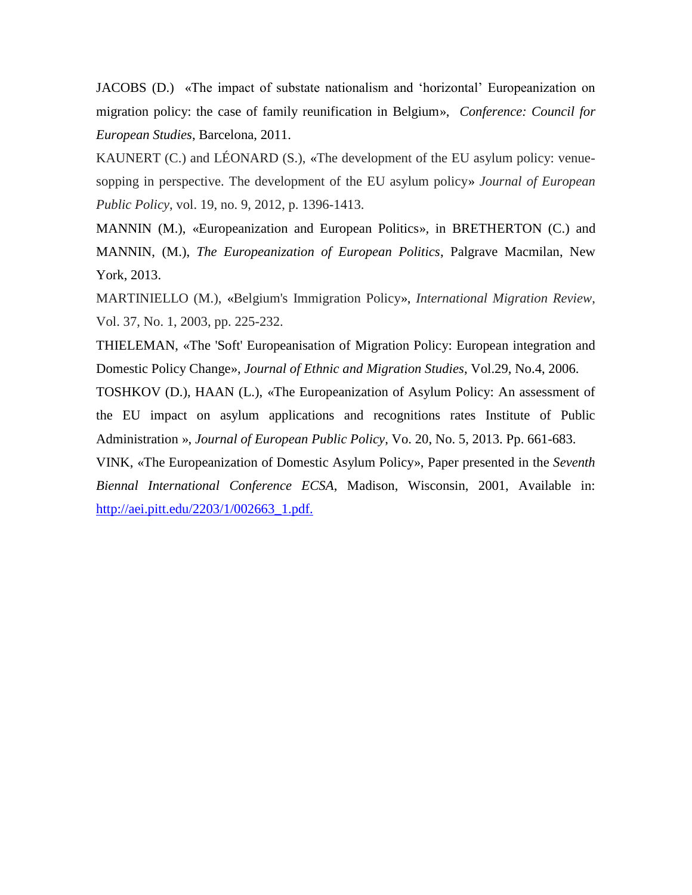JACOBS (D.) «The impact of substate nationalism and 'horizontal' Europeanization on migration policy: the case of family reunification in Belgium», *Conference: Council for European Studies*, Barcelona, 2011.

KAUNERT (C.) and LÉONARD (S.), «The development of the EU asylum policy: venue-sopping in perspective. The development of the EU asylum policy» *Journal of European Public Policy*, vol. 19, no. 9, 2012, p. 1396-1413.

MANNIN (M.), «Europeanization and European Politics», in BRETHERTON (C.) and MANNIN, (M.), *The Europeanization of European Politics*, Palgrave Macmilan, New York, 2013.

MARTINIELLO (M.), «Belgium's Immigration Policy», *International Migration Review*, Vol. 37, No. 1, 2003, pp. 225-232.

THIELEMAN, «The 'Soft' Europeanisation of Migration Policy: European integration and Domestic Policy Change», *Journal of Ethnic and Migration Studies*, Vol.29, No.4, 2006.

TOSHKOV (D.), HAAN (L.), «The Europeanization of Asylum Policy: An assessment of the EU impact on asylum applications and recognitions rates Institute of Public Administration », *Journal of European Public Policy*, Vo. 20, No. 5, 2013. Pp. 661-683.

VINK, «The Europeanization of Domestic Asylum Policy», Paper presented in the *Seventh Biennal International Conference ECSA*, Madison, Wisconsin, 2001, Available in: http://aei.pitt.edu/2203/1/002663_1.pdf.